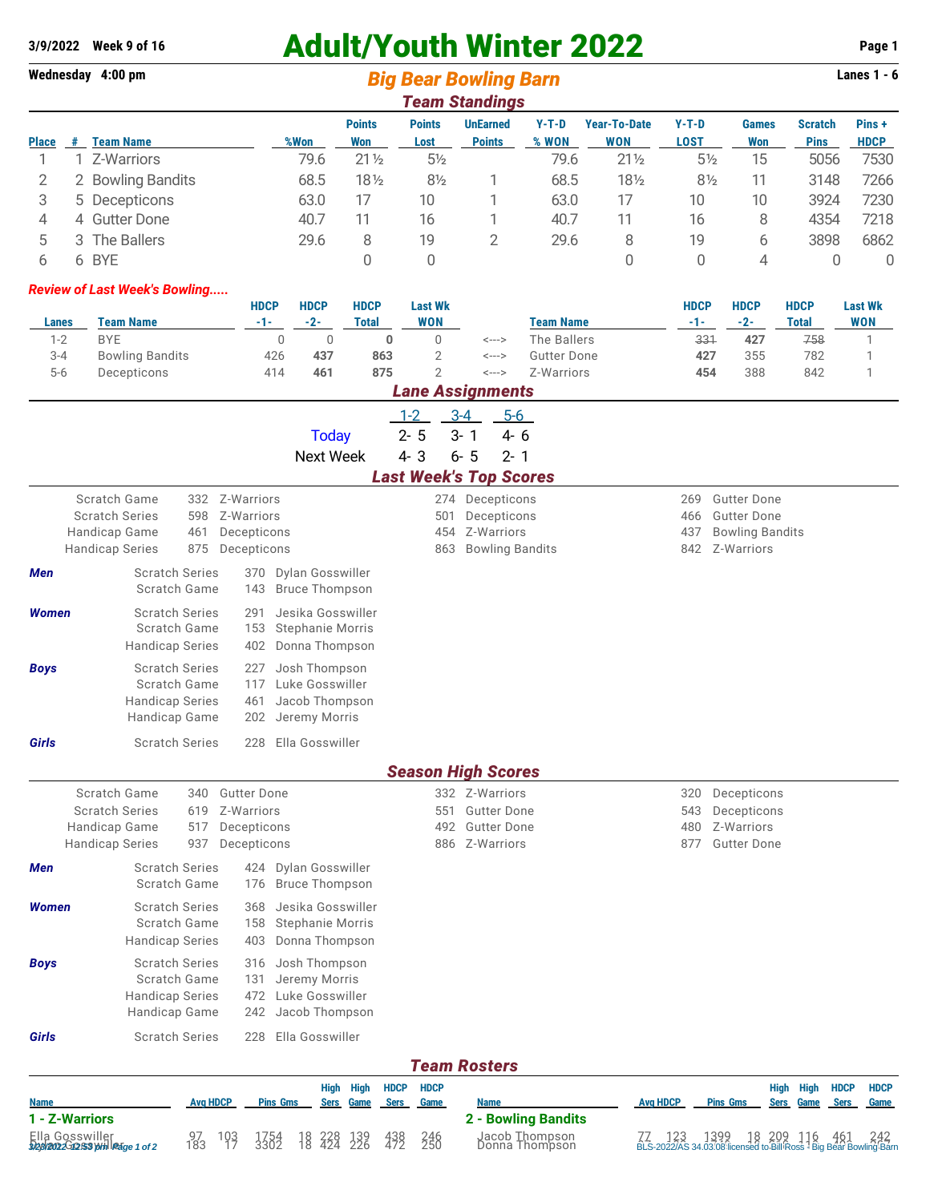3/9/2022 Week 9 of 16

# Adult/Youth Winter 2022

Wednesday 4:00 pm

## Big Bear Bowling Barn

Lanes 1 - 6

### Team Standings

| Place | # | Team Name | %Won | Points Won | Points Lost | UnEarned Points | Y-T-D % WON | Year-To-Date WON | Y-T-D LOST | Games Won | Scratch Pins | Pins + HDCP |
|---|---|---|---|---|---|---|---|---|---|---|---|---|
| 1 | 1 | Z-Warriors | 79.6 | 21½ | 5½ | | 79.6 | 21½ | 5½ | 15 | 5056 | 7530 |
| 2 | 2 | Bowling Bandits | 68.5 | 18½ | 8½ | 1 | 68.5 | 18½ | 8½ | 11 | 3148 | 7266 |
| 3 | 5 | Decepticons | 63.0 | 17 | 10 | 1 | 63.0 | 17 | 10 | 10 | 3924 | 7230 |
| 4 | 4 | Gutter Done | 40.7 | 11 | 16 | 1 | 40.7 | 11 | 16 | 8 | 4354 | 7218 |
| 5 | 3 | The Ballers | 29.6 | 8 | 19 | 2 | 29.6 | 8 | 19 | 6 | 3898 | 6862 |
| 6 | 6 | BYE | | 0 | 0 | | | 0 | 0 | 4 | 0 | 0 |

*Review of Last Week's Bowling.....*

| Lanes | Team Name | HDCP -1- | HDCP -2- | HDCP Total | Last Wk WON | | Team Name | HDCP -1- | HDCP -2- | HDCP Total | Last Wk WON |
|---|---|---|---|---|---|---|---|---|---|---|---|
| 1-2 | BYE | 0 | 0 | **0** | 0 | <---> | The Ballers | ~~331~~ | **427** | ~~758~~ | 1 |
| 3-4 | Bowling Bandits | 426 | **437** | **863** | 2 | <---> | Gutter Done | **427** | 355 | 782 | 1 |
| 5-6 | Decepticons | 414 | **461** | **875** | 2 | <---> | Z-Warriors | **454** | 388 | 842 | 1 |

### Lane Assignments

| | 1-2 | 3-4 | 5-6 |
|---|---|---|---|
| Today | 2- 5 | 3- 1 | 4- 6 |
| Next Week | 4- 3 | 6- 5 | 2- 1 |

### Last Week's Top Scores

| | | | | | | |
|---|---|---|---|---|---|---|
| Scratch Game | 332 | Z-Warriors | 274 | Decepticons | 269 | Gutter Done |
| Scratch Series | 598 | Z-Warriors | 501 | Decepticons | 466 | Gutter Done |
| Handicap Game | 461 | Decepticons | 454 | Z-Warriors | 437 | Bowling Bandits |
| Handicap Series | 875 | Decepticons | 863 | Bowling Bandits | 842 | Z-Warriors |

| | | | |
|---|---|---|---|
| ***Men*** | Scratch Series | 370 | Dylan Gosswiller |
| | Scratch Game | 143 | Bruce Thompson |
| ***Women*** | Scratch Series | 291 | Jesika Gosswiller |
| | Scratch Game | 153 | Stephanie Morris |
| | Handicap Series | 402 | Donna Thompson |
| ***Boys*** | Scratch Series | 227 | Josh Thompson |
| | Scratch Game | 117 | Luke Gosswiller |
| | Handicap Series | 461 | Jacob Thompson |
| | Handicap Game | 202 | Jeremy Morris |
| ***Girls*** | Scratch Series | 228 | Ella Gosswiller |

### Season High Scores

| | | | | | | |
|---|---|---|---|---|---|---|
| Scratch Game | 340 | Gutter Done | 332 | Z-Warriors | 320 | Decepticons |
| Scratch Series | 619 | Z-Warriors | 551 | Gutter Done | 543 | Decepticons |
| Handicap Game | 517 | Decepticons | 492 | Gutter Done | 480 | Z-Warriors |
| Handicap Series | 937 | Decepticons | 886 | Z-Warriors | 877 | Gutter Done |

| | | | |
|---|---|---|---|
| ***Men*** | Scratch Series | 424 | Dylan Gosswiller |
| | Scratch Game | 176 | Bruce Thompson |
| ***Women*** | Scratch Series | 368 | Jesika Gosswiller |
| | Scratch Game | 158 | Stephanie Morris |
| | Handicap Series | 403 | Donna Thompson |
| ***Boys*** | Scratch Series | 316 | Josh Thompson |
| | Scratch Game | 131 | Jeremy Morris |
| | Handicap Series | 472 | Luke Gosswiller |
| | Handicap Game | 242 | Jacob Thompson |
| ***Girls*** | Scratch Series | 228 | Ella Gosswiller |

### Team Rosters

| Name | Avg | HDCP | Pins | Gms | High Sers | High Game | HDCP Sers | HDCP Game |
|---|---|---|---|---|---|---|---|---|
| **1 - Z-Warriors** | | | | | | | | |
| Ella Gosswiller | 97 | 103 | 1754 | 18 | 228 | 139 | 438 | 246 |
| Dylan Gosswiller | 183 | 17 | 3302 | 18 | 424 | 226 | 472 | 250 |
| **2 - Bowling Bandits** | | | | | | | | |
| Jacob Thompson | 77 | 123 | 1399 | 18 | 209 | 116 | 461 | 242 |
| Donna Thompson | | | | | | | | |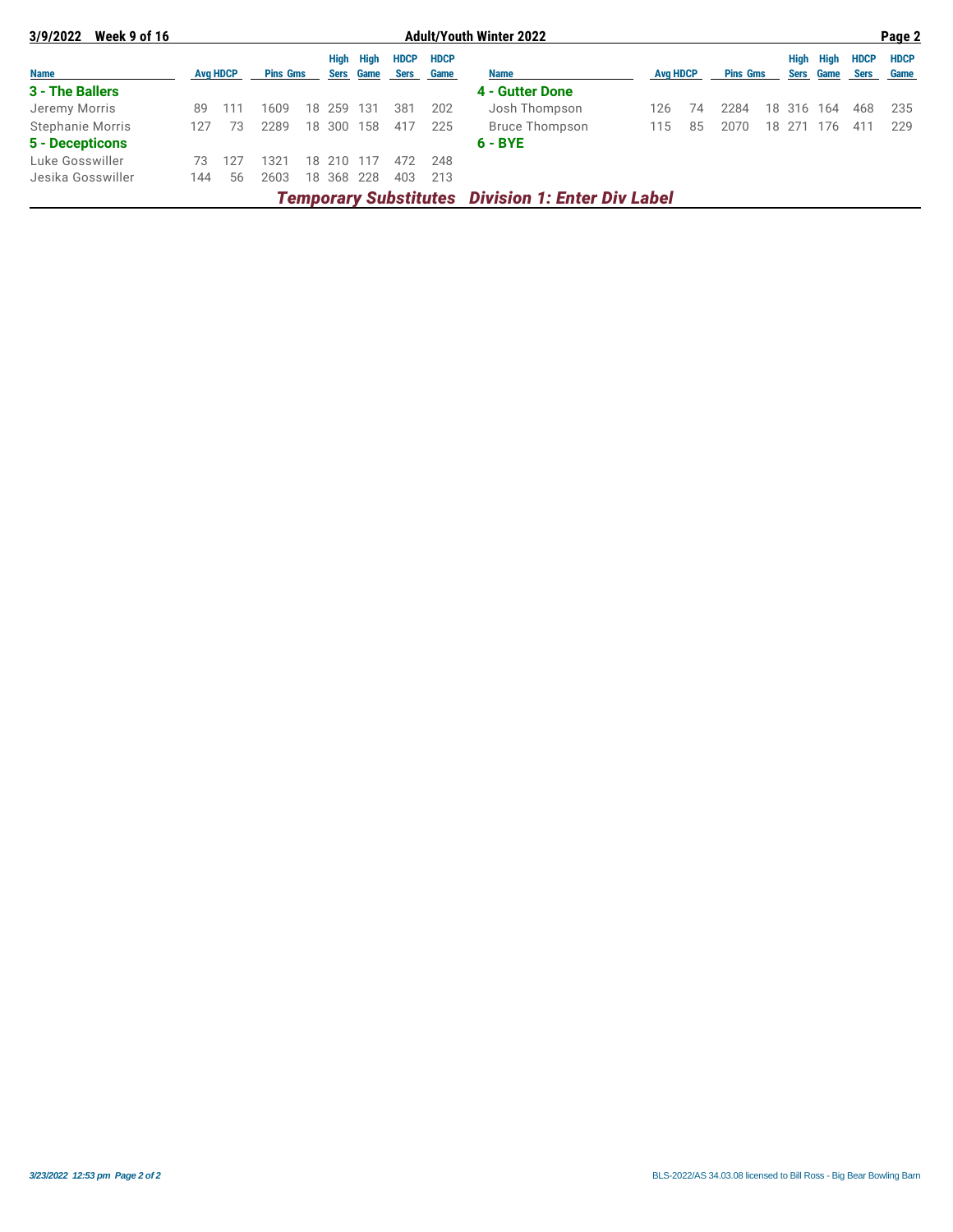## 3/9/2022 Week 9 of 16 — Adult/Youth Winter 2022

| Name | Avg | HDCP | Pins | Gms | High Sers | High Game | HDCP Sers | HDCP Game |
|---|---|---|---|---|---|---|---|---|
| **3 - The Ballers** | | | | | | | | |
| Jeremy Morris | 89 | 111 | 1609 | 18 | 259 | 131 | 381 | 202 |
| Stephanie Morris | 127 | 73 | 2289 | 18 | 300 | 158 | 417 | 225 |
| **5 - Decepticons** | | | | | | | | |
| Luke Gosswiller | 73 | 127 | 1321 | 18 | 210 | 117 | 472 | 248 |
| Jesika Gosswiller | 144 | 56 | 2603 | 18 | 368 | 228 | 403 | 213 |

| Name | Avg | HDCP | Pins | Gms | High Sers | High Game | HDCP Sers | HDCP Game |
|---|---|---|---|---|---|---|---|---|
| **4 - Gutter Done** | | | | | | | | |
| Josh Thompson | 126 | 74 | 2284 | 18 | 316 | 164 | 468 | 235 |
| Bruce Thompson | 115 | 85 | 2070 | 18 | 271 | 176 | 411 | 229 |
| **6 - BYE** | | | | | | | | |

***Temporary Substitutes Division 1: Enter Div Label***

*3/23/2022 12:53 pm*

BLS-2022/AS 34.03.08 licensed to Bill Ross - Big Bear Bowling Barn